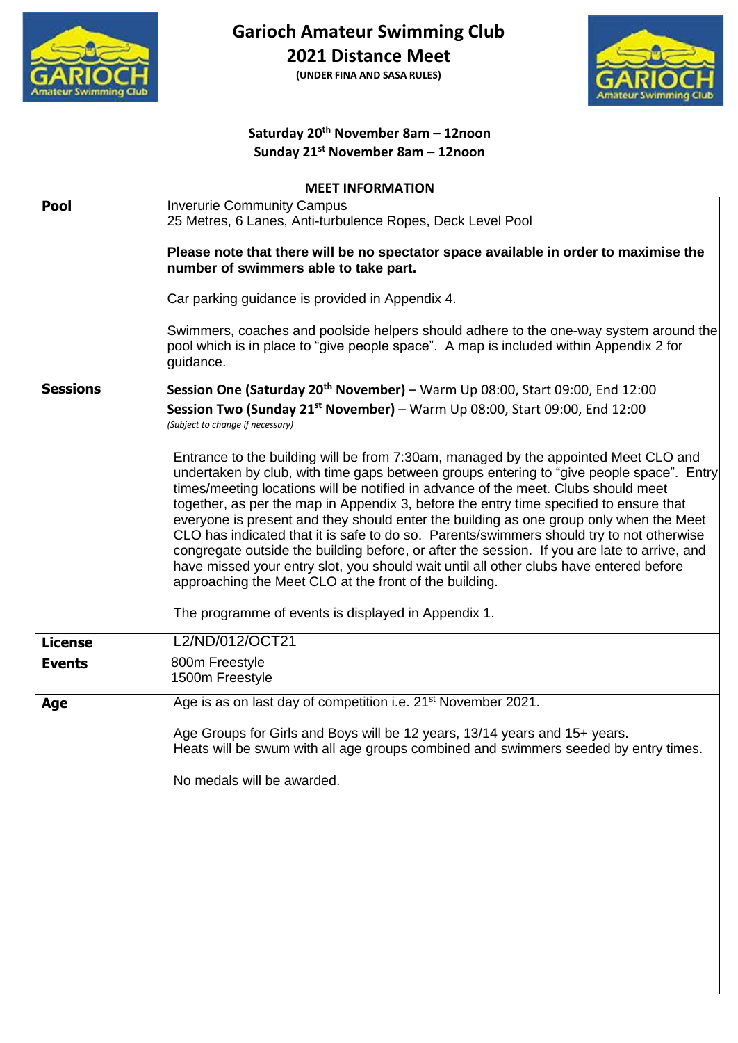# Garioch Amateur Swimming Club

## 2021 Distance Meet

**(UNDER FINA AND SASA RULES)**

**Saturday 20th November 8am – 12noon**
**Sunday 21st November 8am – 12noon**

**MEET INFORMATION**

| | |
|---|---|
| **Pool** | Inverurie Community Campus<br>25 Metres, 6 Lanes, Anti-turbulence Ropes, Deck Level Pool<br><br>**Please note that there will be no spectator space available in order to maximise the number of swimmers able to take part.**<br><br>Car parking guidance is provided in Appendix 4.<br><br>Swimmers, coaches and poolside helpers should adhere to the one-way system around the pool which is in place to "give people space". A map is included within Appendix 2 for guidance. |
| **Sessions** | **Session One (Saturday 20th November)** – Warm Up 08:00, Start 09:00, End 12:00<br>**Session Two (Sunday 21st November)** – Warm Up 08:00, Start 09:00, End 12:00<br>*(Subject to change if necessary)*<br><br>Entrance to the building will be from 7:30am, managed by the appointed Meet CLO and undertaken by club, with time gaps between groups entering to "give people space". Entry times/meeting locations will be notified in advance of the meet. Clubs should meet together, as per the map in Appendix 3, before the entry time specified to ensure that everyone is present and they should enter the building as one group only when the Meet CLO has indicated that it is safe to do so. Parents/swimmers should try to not otherwise congregate outside the building before, or after the session. If you are late to arrive, and have missed your entry slot, you should wait until all other clubs have entered before approaching the Meet CLO at the front of the building.<br><br>The programme of events is displayed in Appendix 1. |
| **License** | L2/ND/012/OCT21 |
| **Events** | 800m Freestyle<br>1500m Freestyle |
| **Age** | Age is as on last day of competition i.e. 21st November 2021.<br><br>Age Groups for Girls and Boys will be 12 years, 13/14 years and 15+ years.<br>Heats will be swum with all age groups combined and swimmers seeded by entry times.<br><br>No medals will be awarded. |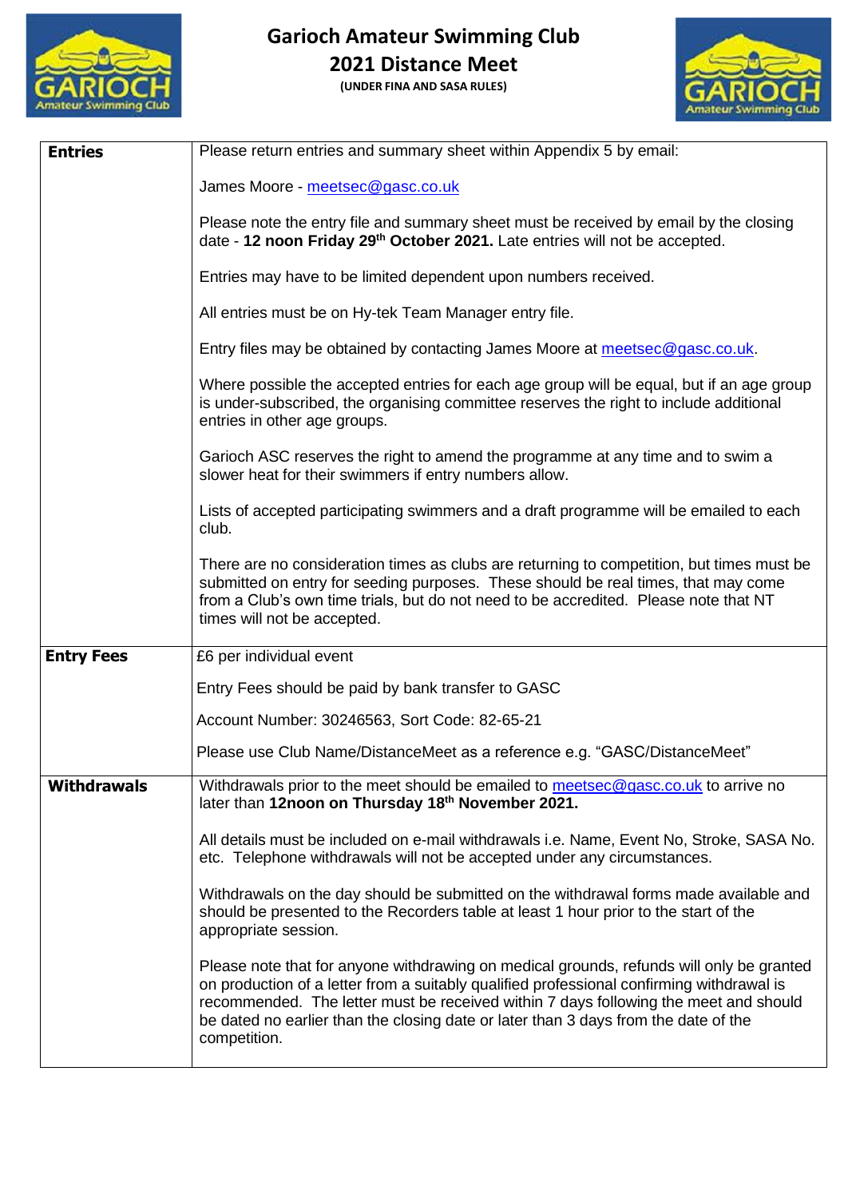# Garioch Amateur Swimming Club

## 2021 Distance Meet

**(UNDER FINA AND SASA RULES)**

| | |
|---|---|
| **Entries** | Please return entries and summary sheet within Appendix 5 by email:<br><br>James Moore - meetsec@gasc.co.uk<br><br>Please note the entry file and summary sheet must be received by email by the closing date - **12 noon Friday 29th October 2021.** Late entries will not be accepted.<br><br>Entries may have to be limited dependent upon numbers received.<br><br>All entries must be on Hy-tek Team Manager entry file.<br><br>Entry files may be obtained by contacting James Moore at meetsec@gasc.co.uk.<br><br>Where possible the accepted entries for each age group will be equal, but if an age group is under-subscribed, the organising committee reserves the right to include additional entries in other age groups.<br><br>Garioch ASC reserves the right to amend the programme at any time and to swim a slower heat for their swimmers if entry numbers allow.<br><br>Lists of accepted participating swimmers and a draft programme will be emailed to each club.<br><br>There are no consideration times as clubs are returning to competition, but times must be submitted on entry for seeding purposes. These should be real times, that may come from a Club's own time trials, but do not need to be accredited. Please note that NT times will not be accepted. |
| **Entry Fees** | £6 per individual event<br><br>Entry Fees should be paid by bank transfer to GASC<br><br>Account Number: 30246563, Sort Code: 82-65-21<br><br>Please use Club Name/DistanceMeet as a reference e.g. "GASC/DistanceMeet" |
| **Withdrawals** | Withdrawals prior to the meet should be emailed to meetsec@gasc.co.uk to arrive no later than **12noon on Thursday 18th November 2021.**<br><br>All details must be included on e-mail withdrawals i.e. Name, Event No, Stroke, SASA No. etc. Telephone withdrawals will not be accepted under any circumstances.<br><br>Withdrawals on the day should be submitted on the withdrawal forms made available and should be presented to the Recorders table at least 1 hour prior to the start of the appropriate session.<br><br>Please note that for anyone withdrawing on medical grounds, refunds will only be granted on production of a letter from a suitably qualified professional confirming withdrawal is recommended. The letter must be received within 7 days following the meet and should be dated no earlier than the closing date or later than 3 days from the date of the competition. |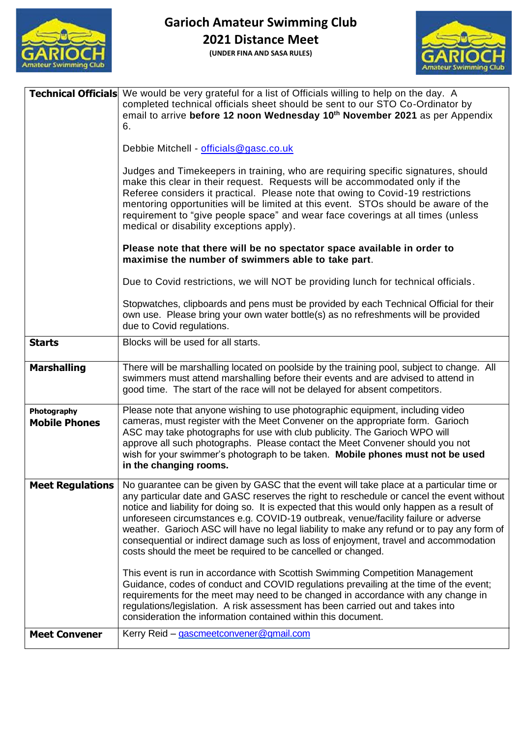# Garioch Amateur Swimming Club
## 2021 Distance Meet
**(UNDER FINA AND SASA RULES)**

| | |
|---|---|
| **Technical Officials** | We would be very grateful for a list of Officials willing to help on the day. A completed technical officials sheet should be sent to our STO Co-Ordinator by email to arrive **before 12 noon Wednesday 10th November 2021** as per Appendix 6.<br><br>Debbie Mitchell - officials@gasc.co.uk<br><br>Judges and Timekeepers in training, who are requiring specific signatures, should make this clear in their request. Requests will be accommodated only if the Referee considers it practical. Please note that owing to Covid-19 restrictions mentoring opportunities will be limited at this event. STOs should be aware of the requirement to "give people space" and wear face coverings at all times (unless medical or disability exceptions apply).<br><br>**Please note that there will be no spectator space available in order to maximise the number of swimmers able to take part**.<br><br>Due to Covid restrictions, we will NOT be providing lunch for technical officials.<br><br>Stopwatches, clipboards and pens must be provided by each Technical Official for their own use. Please bring your own water bottle(s) as no refreshments will be provided due to Covid regulations. |
| **Starts** | Blocks will be used for all starts. |
| **Marshalling** | There will be marshalling located on poolside by the training pool, subject to change. All swimmers must attend marshalling before their events and are advised to attend in good time. The start of the race will not be delayed for absent competitors. |
| **Photography**<br>**Mobile Phones** | Please note that anyone wishing to use photographic equipment, including video cameras, must register with the Meet Convener on the appropriate form. Garioch ASC may take photographs for use with club publicity. The Garioch WPO will approve all such photographs. Please contact the Meet Convener should you not wish for your swimmer's photograph to be taken. **Mobile phones must not be used in the changing rooms.** |
| **Meet Regulations** | No guarantee can be given by GASC that the event will take place at a particular time or any particular date and GASC reserves the right to reschedule or cancel the event without notice and liability for doing so. It is expected that this would only happen as a result of unforeseen circumstances e.g. COVID-19 outbreak, venue/facility failure or adverse weather. Garioch ASC will have no legal liability to make any refund or to pay any form of consequential or indirect damage such as loss of enjoyment, travel and accommodation costs should the meet be required to be cancelled or changed.<br><br>This event is run in accordance with Scottish Swimming Competition Management Guidance, codes of conduct and COVID regulations prevailing at the time of the event; requirements for the meet may need to be changed in accordance with any change in regulations/legislation. A risk assessment has been carried out and takes into consideration the information contained within this document. |
| **Meet Convener** | Kerry Reid – gascmeetconvener@gmail.com |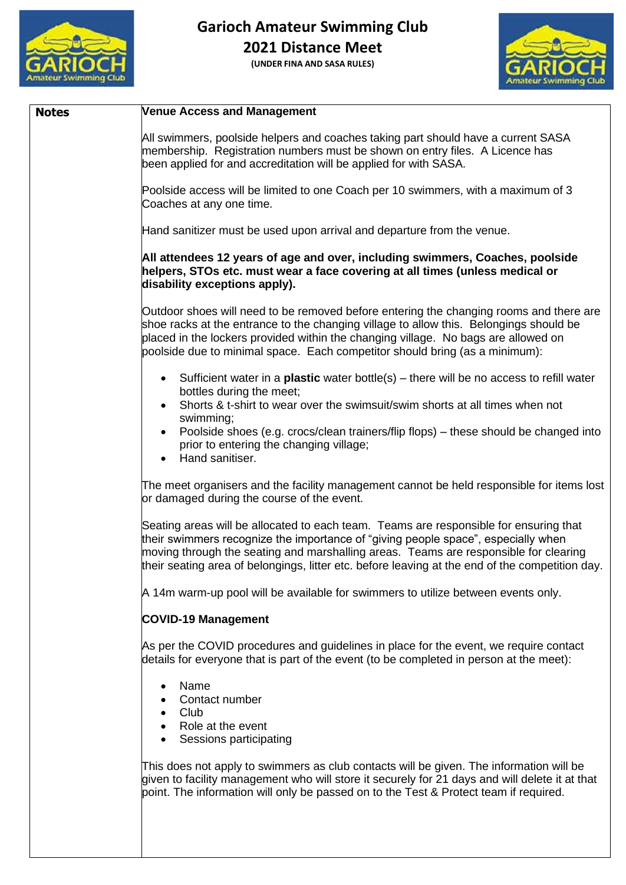# Garioch Amateur Swimming Club

## 2021 Distance Meet

**(UNDER FINA AND SASA RULES)**

| | |
|---|---|
| **Notes** | **Venue Access and Management**<br><br>All swimmers, poolside helpers and coaches taking part should have a current SASA membership. Registration numbers must be shown on entry files. A Licence has been applied for and accreditation will be applied for with SASA.<br><br>Poolside access will be limited to one Coach per 10 swimmers, with a maximum of 3 Coaches at any one time.<br><br>Hand sanitizer must be used upon arrival and departure from the venue.<br><br>**All attendees 12 years of age and over, including swimmers, Coaches, poolside helpers, STOs etc. must wear a face covering at all times (unless medical or disability exceptions apply).**<br><br>Outdoor shoes will need to be removed before entering the changing rooms and there are shoe racks at the entrance to the changing village to allow this. Belongings should be placed in the lockers provided within the changing village. No bags are allowed on poolside due to minimal space. Each competitor should bring (as a minimum):<br><br>• Sufficient water in a **plastic** water bottle(s) – there will be no access to refill water bottles during the meet;<br>• Shorts & t-shirt to wear over the swimsuit/swim shorts at all times when not swimming;<br>• Poolside shoes (e.g. crocs/clean trainers/flip flops) – these should be changed into prior to entering the changing village;<br>• Hand sanitiser.<br><br>The meet organisers and the facility management cannot be held responsible for items lost or damaged during the course of the event.<br><br>Seating areas will be allocated to each team. Teams are responsible for ensuring that their swimmers recognize the importance of "giving people space", especially when moving through the seating and marshalling areas. Teams are responsible for clearing their seating area of belongings, litter etc. before leaving at the end of the competition day.<br><br>A 14m warm-up pool will be available for swimmers to utilize between events only.<br><br>**COVID-19 Management**<br><br>As per the COVID procedures and guidelines in place for the event, we require contact details for everyone that is part of the event (to be completed in person at the meet):<br><br>• Name<br>• Contact number<br>• Club<br>• Role at the event<br>• Sessions participating<br><br>This does not apply to swimmers as club contacts will be given. The information will be given to facility management who will store it securely for 21 days and will delete it at that point. The information will only be passed on to the Test & Protect team if required. |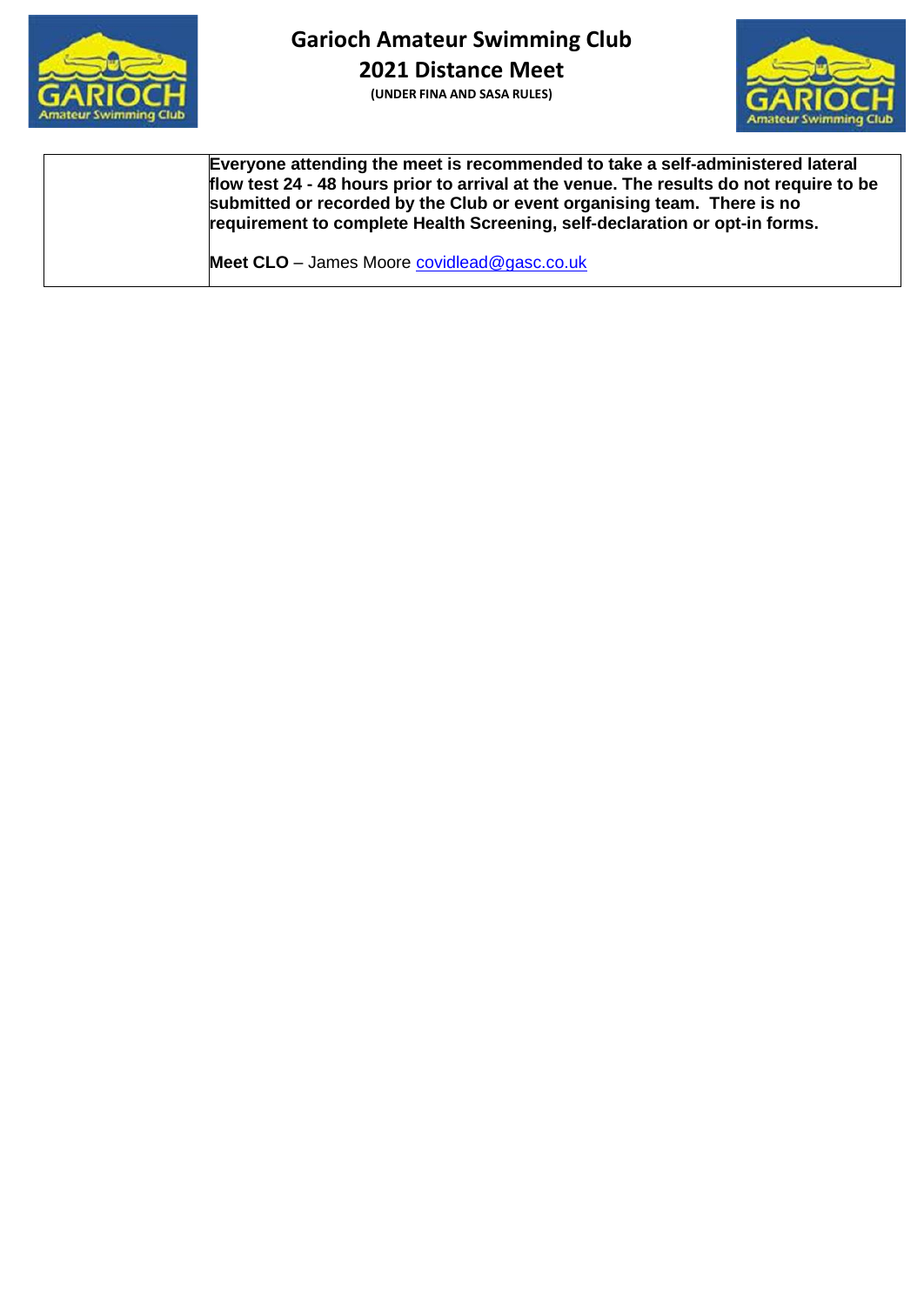# Garioch Amateur Swimming Club

## 2021 Distance Meet

**(UNDER FINA AND SASA RULES)**

| | |
|---|---|
| | **Everyone attending the meet is recommended to take a self-administered lateral flow test 24 - 48 hours prior to arrival at the venue. The results do not require to be submitted or recorded by the Club or event organising team. There is no requirement to complete Health Screening, self-declaration or opt-in forms.**<br><br>**Meet CLO** – James Moore covidlead@gasc.co.uk |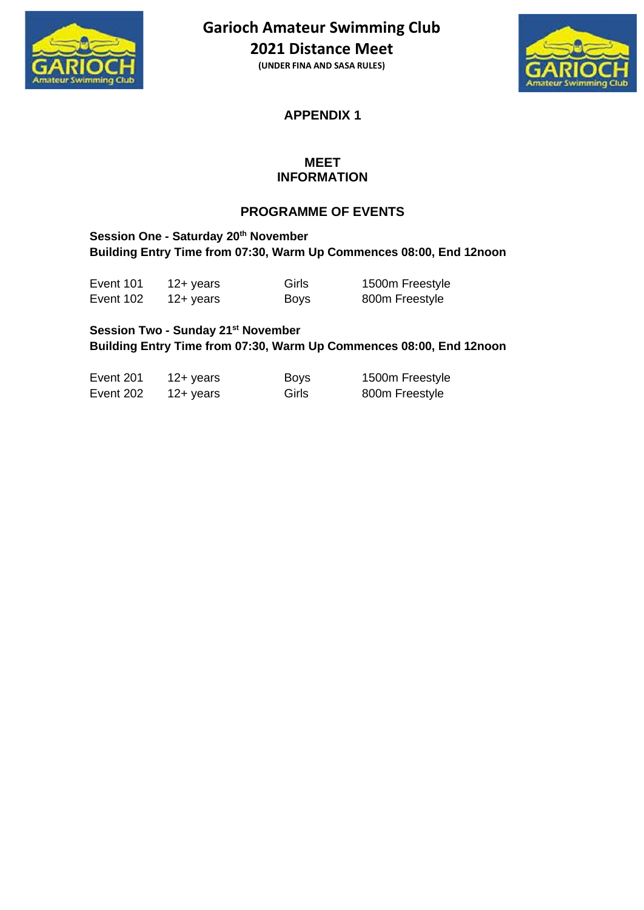# Garioch Amateur Swimming Club
## 2021 Distance Meet
**(UNDER FINA AND SASA RULES)**

## APPENDIX 1

### MEET INFORMATION

### PROGRAMME OF EVENTS

**Session One - Saturday 20th November**
**Building Entry Time from 07:30, Warm Up Commences 08:00, End 12noon**

| | | | |
|---|---|---|---|
| Event 101 | 12+ years | Girls | 1500m Freestyle |
| Event 102 | 12+ years | Boys | 800m Freestyle |

**Session Two - Sunday 21st November**
**Building Entry Time from 07:30, Warm Up Commences 08:00, End 12noon**

| | | | |
|---|---|---|---|
| Event 201 | 12+ years | Boys | 1500m Freestyle |
| Event 202 | 12+ years | Girls | 800m Freestyle |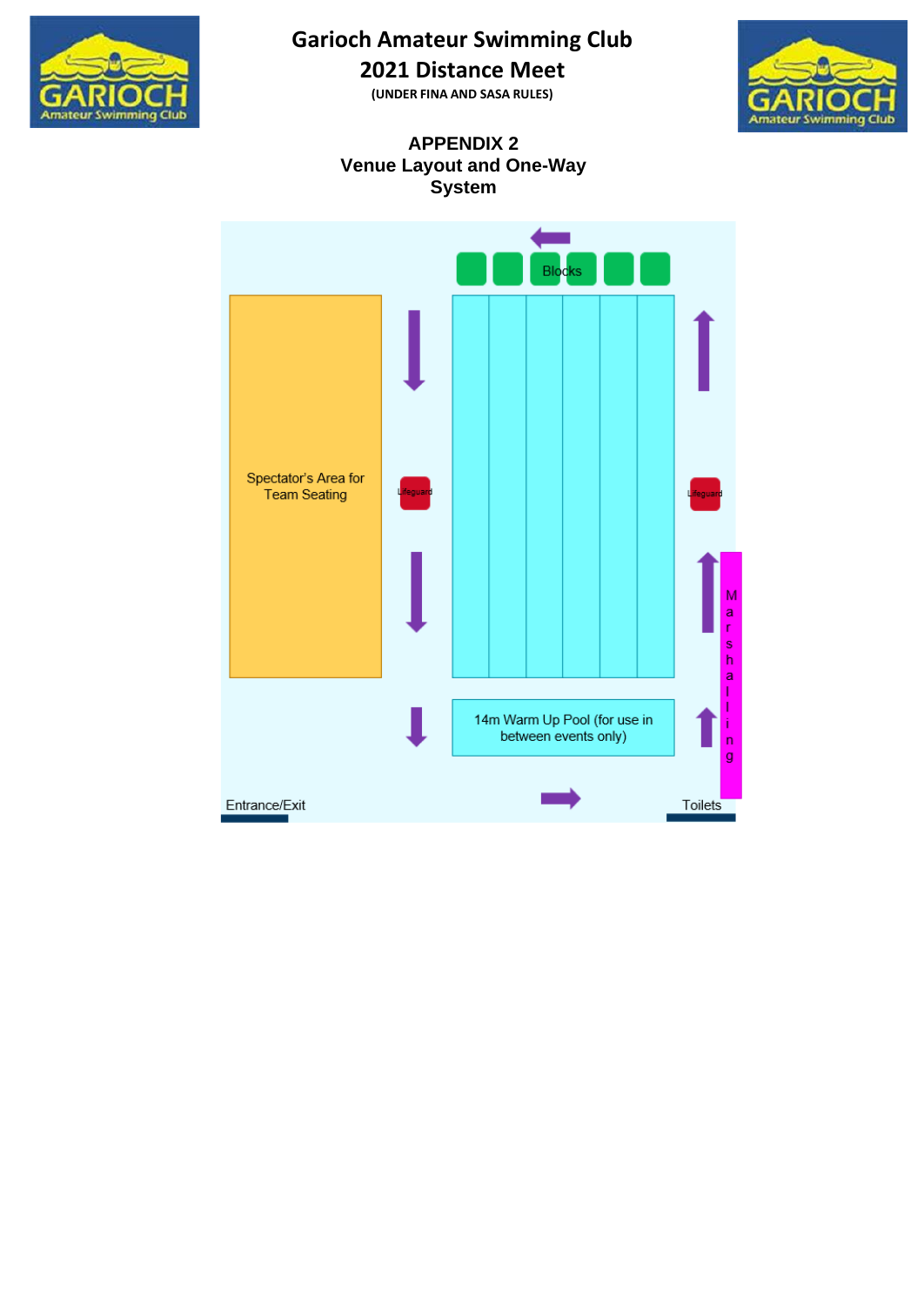# Garioch Amateur Swimming Club

## 2021 Distance Meet

**(UNDER FINA AND SASA RULES)**

### APPENDIX 2
### Venue Layout and One-Way System

Blocks

Spectator's Area for Team Seating

Lifeguard

Lifeguard

Marshalling

14m Warm Up Pool (for use in between events only)

Entrance/Exit

Toilets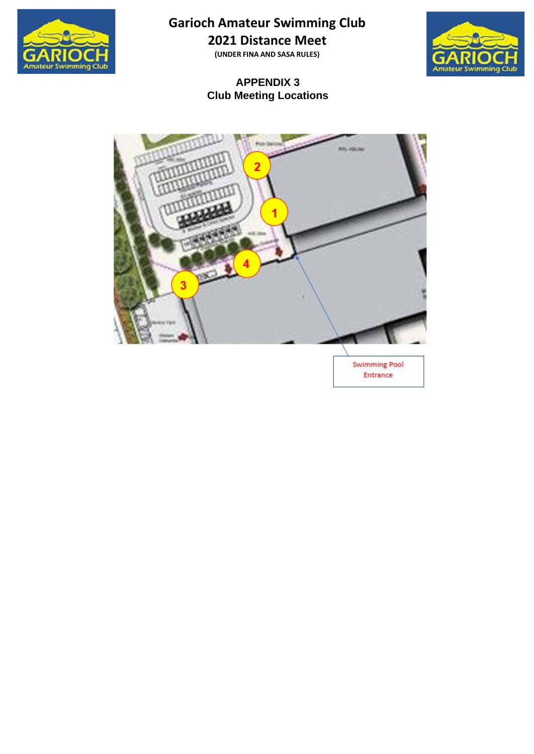# Garioch Amateur Swimming Club

## 2021 Distance Meet

**(UNDER FINA AND SASA RULES)**

### APPENDIX 3

### Club Meeting Locations

2

1

4

3

Swimming Pool Entrance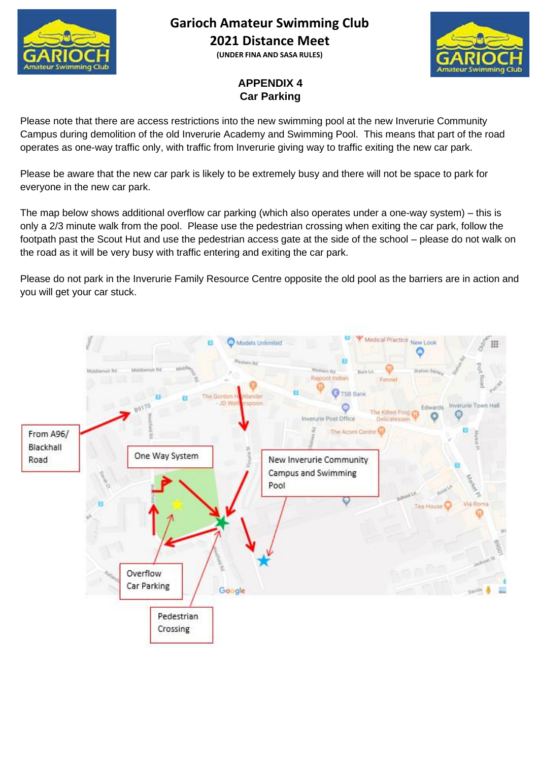# Garioch Amateur Swimming Club
## 2021 Distance Meet
**(UNDER FINA AND SASA RULES)**

### APPENDIX 4
### Car Parking

Please note that there are access restrictions into the new swimming pool at the new Inverurie Community Campus during demolition of the old Inverurie Academy and Swimming Pool. This means that part of the road operates as one-way traffic only, with traffic from Inverurie giving way to traffic exiting the new car park.

Please be aware that the new car park is likely to be extremely busy and there will not be space to park for everyone in the new car park.

The map below shows additional overflow car parking (which also operates under a one-way system) – this is only a 2/3 minute walk from the pool. Please use the pedestrian crossing when exiting the car park, follow the footpath past the Scout Hut and use the pedestrian access gate at the side of the school – please do not walk on the road as it will be very busy with traffic entering and exiting the car park.

Please do not park in the Inverurie Family Resource Centre opposite the old pool as the barriers are in action and you will get your car stuck.

From A96/ Blackhall Road

One Way System

New Inverurie Community Campus and Swimming Pool

Overflow Car Parking

Pedestrian Crossing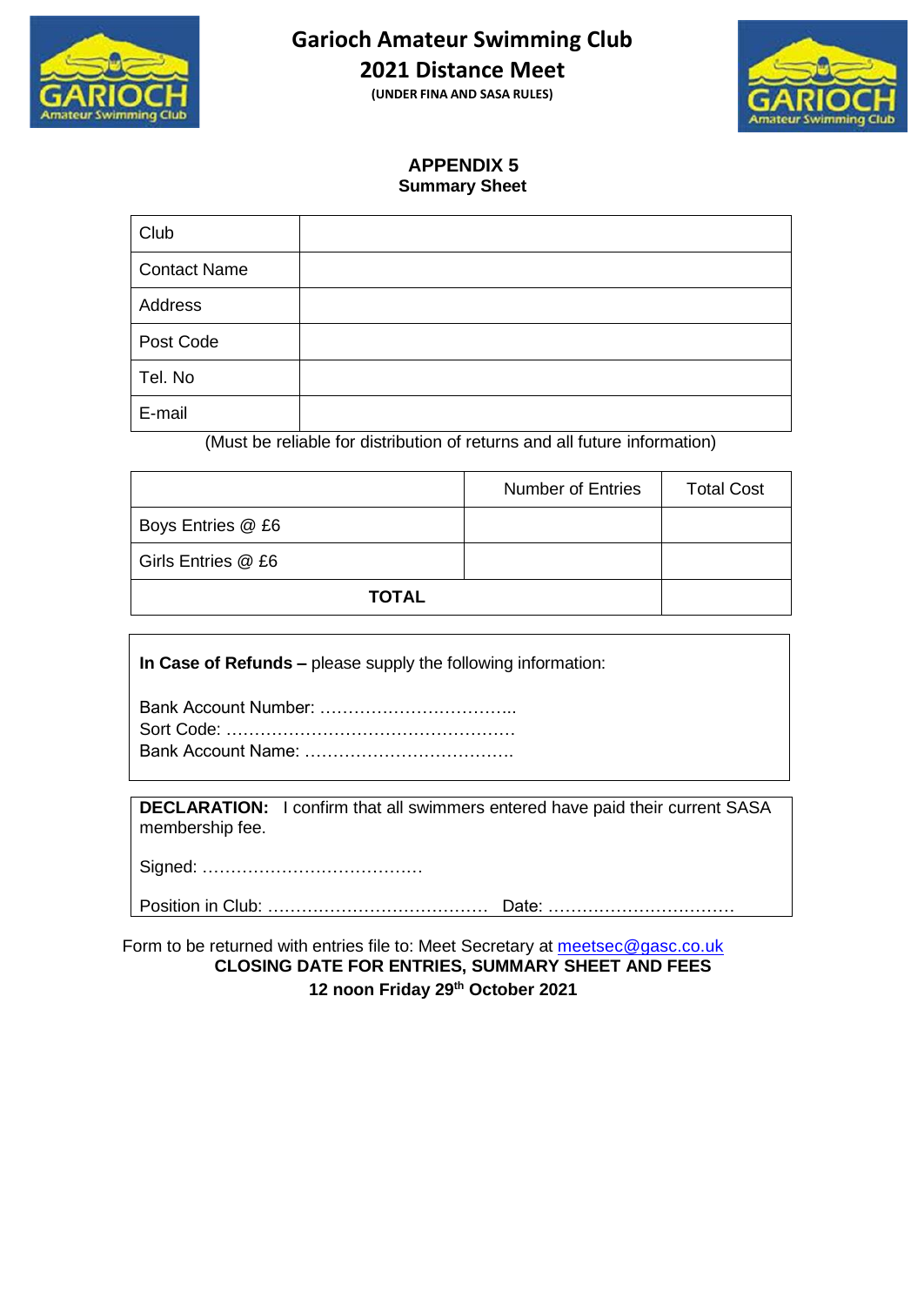# Garioch Amateur Swimming Club
## 2021 Distance Meet
**(UNDER FINA AND SASA RULES)**

## APPENDIX 5
**Summary Sheet**

| | |
|---|---|
| Club | |
| Contact Name | |
| Address | |
| Post Code | |
| Tel. No | |
| E-mail | |

(Must be reliable for distribution of returns and all future information)

| | Number of Entries | Total Cost |
|---|---|---|
| Boys Entries @ £6 | | |
| Girls Entries @ £6 | | |
| **TOTAL** | | |

**In Case of Refunds –** please supply the following information:

Bank Account Number: ……………………………..
Sort Code: ……………………………………………
Bank Account Name: ……………………………….

**DECLARATION:** I confirm that all swimmers entered have paid their current SASA membership fee.

Signed: …………………………………

Position in Club: ………………………………… Date: ……………………………

Form to be returned with entries file to: Meet Secretary at meetsec@gasc.co.uk

**CLOSING DATE FOR ENTRIES, SUMMARY SHEET AND FEES**

**12 noon Friday 29th October 2021**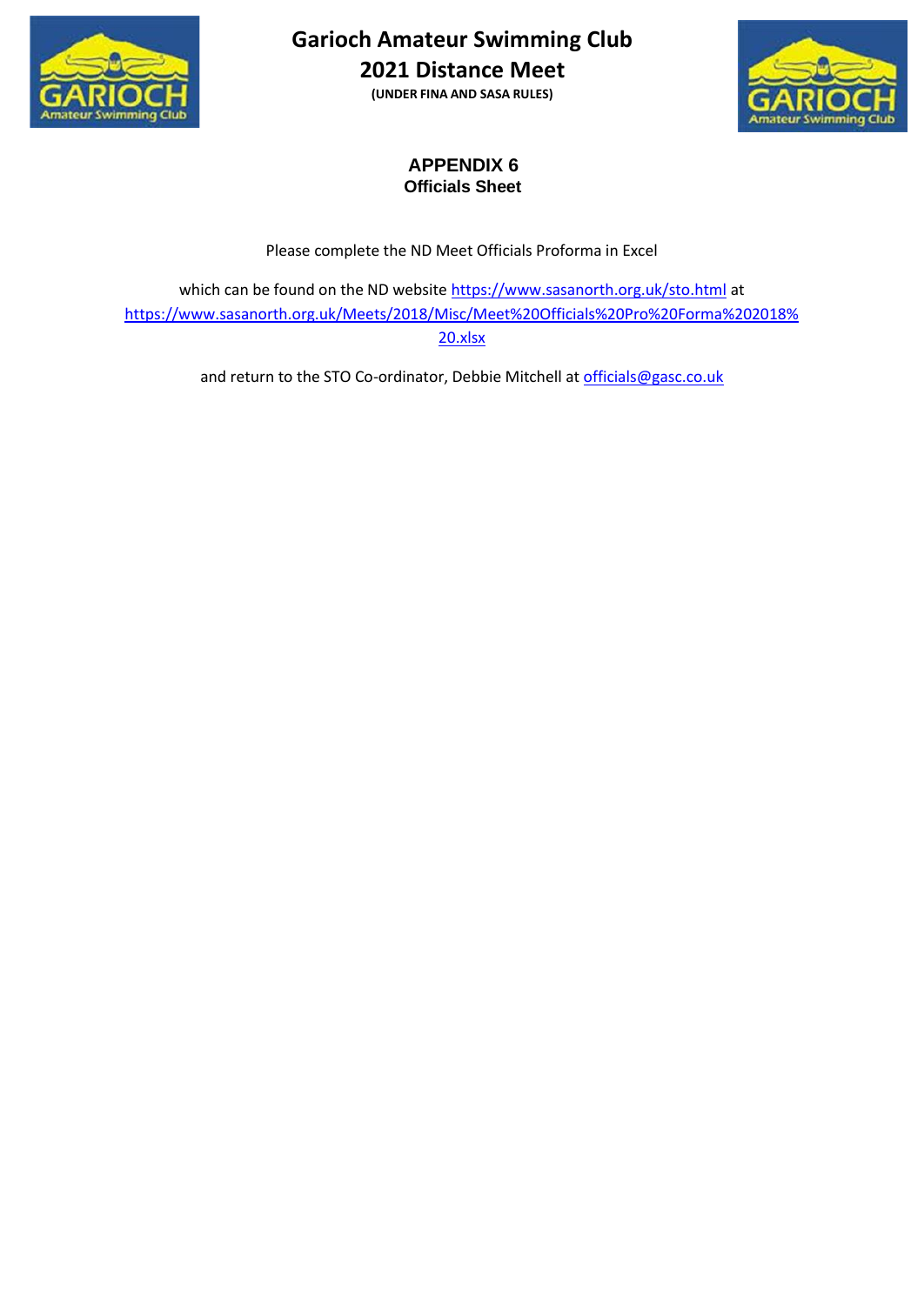# Garioch Amateur Swimming Club
## 2021 Distance Meet
**(UNDER FINA AND SASA RULES)**

### APPENDIX 6
**Officials Sheet**

Please complete the ND Meet Officials Proforma in Excel

which can be found on the ND website https://www.sasanorth.org.uk/sto.html at https://www.sasanorth.org.uk/Meets/2018/Misc/Meet%20Officials%20Pro%20Forma%202018%20.xlsx

and return to the STO Co-ordinator, Debbie Mitchell at officials@gasc.co.uk